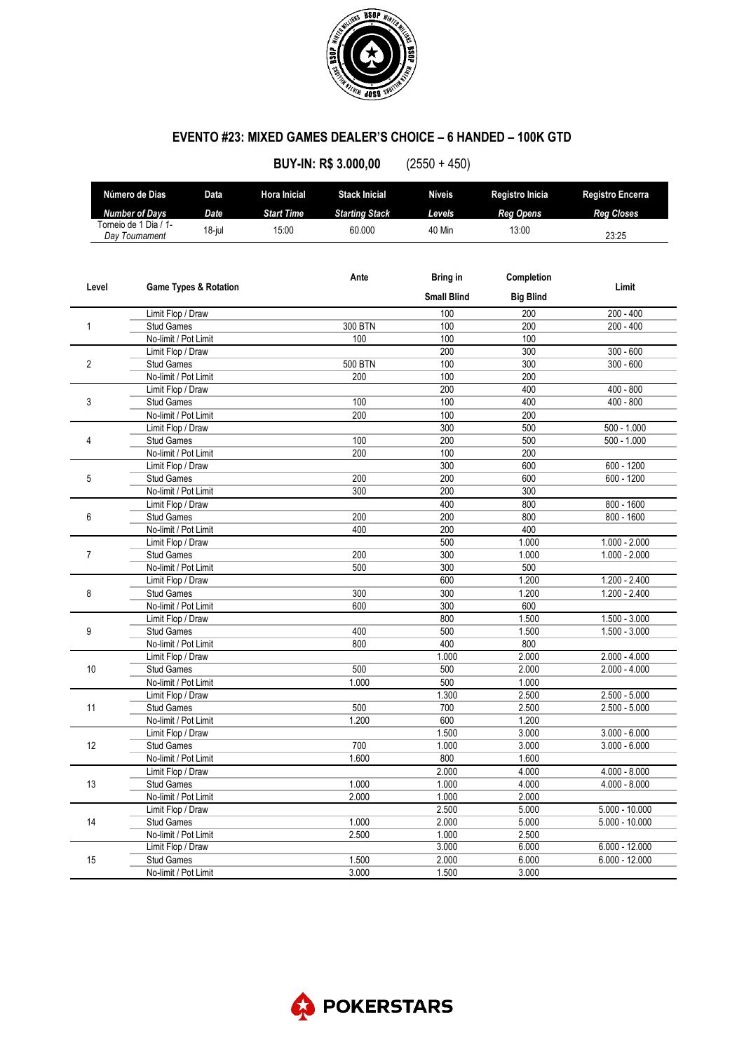## EVENTO #23: MIXED GAMES DEALER'S CHOICE – 6 HANDED – 100K GTD

**BUY-IN: R$ 3.000,00** (2550 + 450)

| Número de Dias *Number of Days* | Data *Date* | Hora Inicial *Start Time* | Stack Inicial *Starting Stack* | Níveis *Levels* | Registro Inicia *Reg Opens* | Registro Encerra *Reg Closes* |
|---|---|---|---|---|---|---|
| Torneio de 1 Dia / *1-Day Tournament* | 18-jul | 15:00 | 60.000 | 40 Min | 13:00 | 23:25 |

| Level | Game Types & Rotation | Ante | Bring in / Small Blind | Completion / Big Blind | Limit |
|---|---|---|---|---|---|
| 1 | Limit Flop / Draw | | 100 | 200 | 200 - 400 |
| | Stud Games | 300 BTN | 100 | 200 | 200 - 400 |
| | No-limit / Pot Limit | 100 | 100 | 100 | |
| 2 | Limit Flop / Draw | | 200 | 300 | 300 - 600 |
| | Stud Games | 500 BTN | 100 | 300 | 300 - 600 |
| | No-limit / Pot Limit | 200 | 100 | 200 | |
| 3 | Limit Flop / Draw | | 200 | 400 | 400 - 800 |
| | Stud Games | 100 | 100 | 400 | 400 - 800 |
| | No-limit / Pot Limit | 200 | 100 | 200 | |
| 4 | Limit Flop / Draw | | 300 | 500 | 500 - 1.000 |
| | Stud Games | 100 | 200 | 500 | 500 - 1.000 |
| | No-limit / Pot Limit | 200 | 100 | 200 | |
| 5 | Limit Flop / Draw | | 300 | 600 | 600 - 1200 |
| | Stud Games | 200 | 200 | 600 | 600 - 1200 |
| | No-limit / Pot Limit | 300 | 200 | 300 | |
| 6 | Limit Flop / Draw | | 400 | 800 | 800 - 1600 |
| | Stud Games | 200 | 200 | 800 | 800 - 1600 |
| | No-limit / Pot Limit | 400 | 200 | 400 | |
| 7 | Limit Flop / Draw | | 500 | 1.000 | 1.000 - 2.000 |
| | Stud Games | 200 | 300 | 1.000 | 1.000 - 2.000 |
| | No-limit / Pot Limit | 500 | 300 | 500 | |
| 8 | Limit Flop / Draw | | 600 | 1.200 | 1.200 - 2.400 |
| | Stud Games | 300 | 300 | 1.200 | 1.200 - 2.400 |
| | No-limit / Pot Limit | 600 | 300 | 600 | |
| 9 | Limit Flop / Draw | | 800 | 1.500 | 1.500 - 3.000 |
| | Stud Games | 400 | 500 | 1.500 | 1.500 - 3.000 |
| | No-limit / Pot Limit | 800 | 400 | 800 | |
| 10 | Limit Flop / Draw | | 1.000 | 2.000 | 2.000 - 4.000 |
| | Stud Games | 500 | 500 | 2.000 | 2.000 - 4.000 |
| | No-limit / Pot Limit | 1.000 | 500 | 1.000 | |
| 11 | Limit Flop / Draw | | 1.300 | 2.500 | 2.500 - 5.000 |
| | Stud Games | 500 | 700 | 2.500 | 2.500 - 5.000 |
| | No-limit / Pot Limit | 1.200 | 600 | 1.200 | |
| 12 | Limit Flop / Draw | | 1.500 | 3.000 | 3.000 - 6.000 |
| | Stud Games | 700 | 1.000 | 3.000 | 3.000 - 6.000 |
| | No-limit / Pot Limit | 1.600 | 800 | 1.600 | |
| 13 | Limit Flop / Draw | | 2.000 | 4.000 | 4.000 - 8.000 |
| | Stud Games | 1.000 | 1.000 | 4.000 | 4.000 - 8.000 |
| | No-limit / Pot Limit | 2.000 | 1.000 | 2.000 | |
| 14 | Limit Flop / Draw | | 2.500 | 5.000 | 5.000 - 10.000 |
| | Stud Games | 1.000 | 2.000 | 5.000 | 5.000 - 10.000 |
| | No-limit / Pot Limit | 2.500 | 1.000 | 2.500 | |
| 15 | Limit Flop / Draw | | 3.000 | 6.000 | 6.000 - 12.000 |
| | Stud Games | 1.500 | 2.000 | 6.000 | 6.000 - 12.000 |
| | No-limit / Pot Limit | 3.000 | 1.500 | 3.000 | |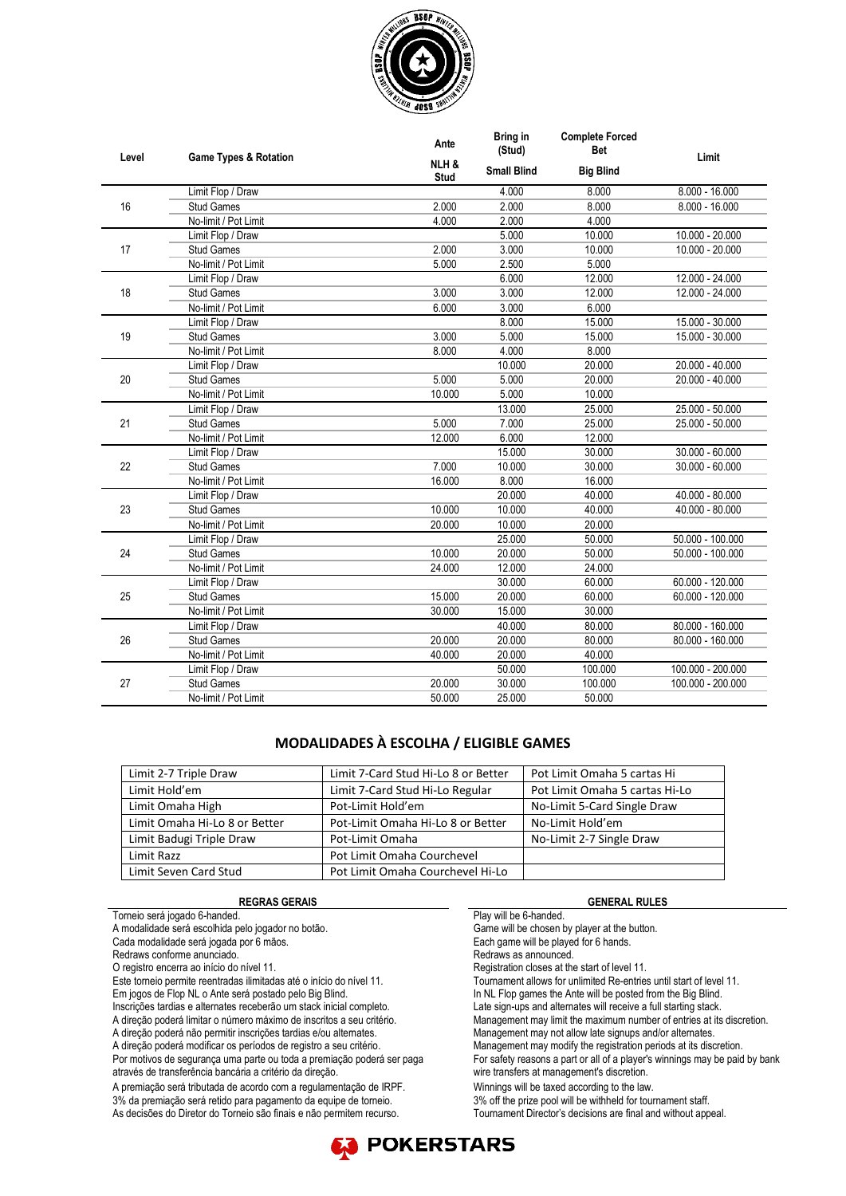| Level | Game Types & Rotation | Ante<br>NLH & Stud | Bring in (Stud)<br>Small Blind | Complete Forced Bet<br>Big Blind | Limit |
|---|---|---|---|---|---|
| 16 | Limit Flop / Draw | | 4.000 | 8.000 | 8.000 - 16.000 |
| | Stud Games | 2.000 | 2.000 | 8.000 | 8.000 - 16.000 |
| | No-limit / Pot Limit | 4.000 | 2.000 | 4.000 | |
| 17 | Limit Flop / Draw | | 5.000 | 10.000 | 10.000 - 20.000 |
| | Stud Games | 2.000 | 3.000 | 10.000 | 10.000 - 20.000 |
| | No-limit / Pot Limit | 5.000 | 2.500 | 5.000 | |
| 18 | Limit Flop / Draw | | 6.000 | 12.000 | 12.000 - 24.000 |
| | Stud Games | 3.000 | 3.000 | 12.000 | 12.000 - 24.000 |
| | No-limit / Pot Limit | 6.000 | 3.000 | 6.000 | |
| 19 | Limit Flop / Draw | | 8.000 | 15.000 | 15.000 - 30.000 |
| | Stud Games | 3.000 | 5.000 | 15.000 | 15.000 - 30.000 |
| | No-limit / Pot Limit | 8.000 | 4.000 | 8.000 | |
| 20 | Limit Flop / Draw | | 10.000 | 20.000 | 20.000 - 40.000 |
| | Stud Games | 5.000 | 5.000 | 20.000 | 20.000 - 40.000 |
| | No-limit / Pot Limit | 10.000 | 5.000 | 10.000 | |
| 21 | Limit Flop / Draw | | 13.000 | 25.000 | 25.000 - 50.000 |
| | Stud Games | 5.000 | 7.000 | 25.000 | 25.000 - 50.000 |
| | No-limit / Pot Limit | 12.000 | 6.000 | 12.000 | |
| 22 | Limit Flop / Draw | | 15.000 | 30.000 | 30.000 - 60.000 |
| | Stud Games | 7.000 | 10.000 | 30.000 | 30.000 - 60.000 |
| | No-limit / Pot Limit | 16.000 | 8.000 | 16.000 | |
| 23 | Limit Flop / Draw | | 20.000 | 40.000 | 40.000 - 80.000 |
| | Stud Games | 10.000 | 10.000 | 40.000 | 40.000 - 80.000 |
| | No-limit / Pot Limit | 20.000 | 10.000 | 20.000 | |
| 24 | Limit Flop / Draw | | 25.000 | 50.000 | 50.000 - 100.000 |
| | Stud Games | 10.000 | 20.000 | 50.000 | 50.000 - 100.000 |
| | No-limit / Pot Limit | 24.000 | 12.000 | 24.000 | |
| 25 | Limit Flop / Draw | | 30.000 | 60.000 | 60.000 - 120.000 |
| | Stud Games | 15.000 | 20.000 | 60.000 | 60.000 - 120.000 |
| | No-limit / Pot Limit | 30.000 | 15.000 | 30.000 | |
| 26 | Limit Flop / Draw | | 40.000 | 80.000 | 80.000 - 160.000 |
| | Stud Games | 20.000 | 20.000 | 80.000 | 80.000 - 160.000 |
| | No-limit / Pot Limit | 40.000 | 20.000 | 40.000 | |
| 27 | Limit Flop / Draw | | 50.000 | 100.000 | 100.000 - 200.000 |
| | Stud Games | 20.000 | 30.000 | 100.000 | 100.000 - 200.000 |
| | No-limit / Pot Limit | 50.000 | 25.000 | 50.000 | |

## MODALIDADES À ESCOLHA / ELIGIBLE GAMES

| | | |
|---|---|---|
| Limit 2-7 Triple Draw | Limit 7-Card Stud Hi-Lo 8 or Better | Pot Limit Omaha 5 cartas Hi |
| Limit Hold'em | Limit 7-Card Stud Hi-Lo Regular | Pot Limit Omaha 5 cartas Hi-Lo |
| Limit Omaha High | Pot-Limit Hold'em | No-Limit 5-Card Single Draw |
| Limit Omaha Hi-Lo 8 or Better | Pot-Limit Omaha Hi-Lo 8 or Better | No-Limit Hold'em |
| Limit Badugi Triple Draw | Pot-Limit Omaha | No-Limit 2-7 Single Draw |
| Limit Razz | Pot Limit Omaha Courchevel | |
| Limit Seven Card Stud | Pot Limit Omaha Courchevel Hi-Lo | |

### REGRAS GERAIS

Torneio será jogado 6-handed.
A modalidade será escolhida pelo jogador no botão.
Cada modalidade será jogada por 6 mãos.
Redraws conforme anunciado.
O registro encerra ao início do nível 11.
Este torneio permite reentradas ilimitadas até o início do nível 11.
Em jogos de Flop NL o Ante será postado pelo Big Blind.
Inscrições tardias e alternates receberão um stack inicial completo.
A direção poderá limitar o número máximo de inscritos a seu critério.
A direção poderá não permitir inscrições tardias e/ou alternates.
A direção poderá modificar os períodos de registro a seu critério.
Por motivos de segurança uma parte ou toda a premiação poderá ser paga através de transferência bancária a critério da direção.
A premiação será tributada de acordo com a regulamentação de IRPF.
3% da premiação será retido para pagamento da equipe de torneio.
As decisões do Diretor do Torneio são finais e não permitem recurso.

### GENERAL RULES

Play will be 6-handed.
Game will be chosen by player at the button.
Each game will be played for 6 hands.
Redraws as announced.
Registration closes at the start of level 11.
Tournament allows for unlimited Re-entries until start of level 11.
In NL Flop games the Ante will be posted from the Big Blind.
Late sign-ups and alternates will receive a full starting stack.
Management may limit the maximum number of entries at its discretion.
Management may not allow late signups and/or alternates.
Management may modify the registration periods at its discretion.
For safety reasons a part or all of a player's winnings may be paid by bank wire transfers at management's discretion.
Winnings will be taxed according to the law.
3% off the prize pool will be withheld for tournament staff.
Tournament Director's decisions are final and without appeal.

POKERSTARS